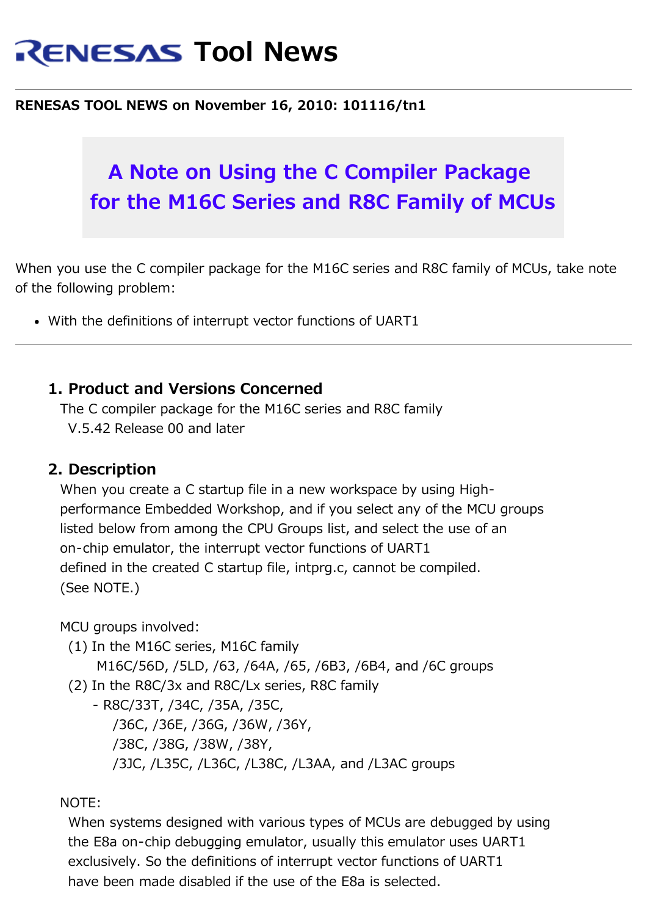# RENESAS Tool News

**RENESAS TOOL NEWS on November 16, 2010: 101116/tn1**

## A Note on Using the C Compiler Package for the M16C Series and R8C Family of MCUs

When you use the C compiler package for the M16C series and R8C family of MCUs, take note of the following problem:

- With the definitions of interrupt vector functions of UART1

---

### 1. Product and Versions Concerned

The C compiler package for the M16C series and R8C family
V.5.42 Release 00 and later

### 2. Description

When you create a C startup file in a new workspace by using High-performance Embedded Workshop, and if you select any of the MCU groups listed below from among the CPU Groups list, and select the use of an on-chip emulator, the interrupt vector functions of UART1 defined in the created C startup file, intprg.c, cannot be compiled. (See NOTE.)

MCU groups involved:

(1) In the M16C series, M16C family
M16C/56D, /5LD, /63, /64A, /65, /6B3, /6B4, and /6C groups

(2) In the R8C/3x and R8C/Lx series, R8C family
- R8C/33T, /34C, /35A, /35C,
/36C, /36E, /36G, /36W, /36Y,
/38C, /38G, /38W, /38Y,
/3JC, /L35C, /L36C, /L38C, /L3AA, and /L3AC groups

NOTE:
When systems designed with various types of MCUs are debugged by using the E8a on-chip debugging emulator, usually this emulator uses UART1 exclusively. So the definitions of interrupt vector functions of UART1 have been made disabled if the use of the E8a is selected.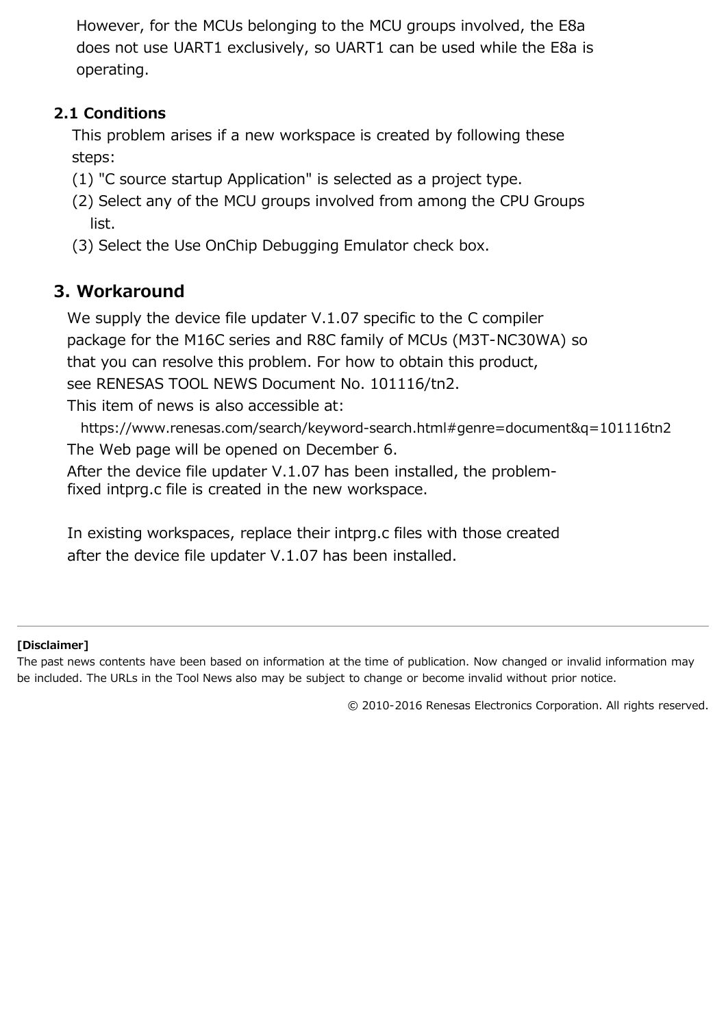However, for the MCUs belonging to the MCU groups involved, the E8a does not use UART1 exclusively, so UART1 can be used while the E8a is operating.

### 2.1 Conditions

This problem arises if a new workspace is created by following these steps:

(1) "C source startup Application" is selected as a project type.
(2) Select any of the MCU groups involved from among the CPU Groups list.
(3) Select the Use OnChip Debugging Emulator check box.

## 3. Workaround

We supply the device file updater V.1.07 specific to the C compiler package for the M16C series and R8C family of MCUs (M3T-NC30WA) so that you can resolve this problem. For how to obtain this product, see RENESAS TOOL NEWS Document No. 101116/tn2.
This item of news is also accessible at:
https://www.renesas.com/search/keyword-search.html#genre=document&q=101116tn2
The Web page will be opened on December 6.
After the device file updater V.1.07 has been installed, the problem-fixed intprg.c file is created in the new workspace.

In existing workspaces, replace their intprg.c files with those created after the device file updater V.1.07 has been installed.

---

**[Disclaimer]**
The past news contents have been based on information at the time of publication. Now changed or invalid information may be included. The URLs in the Tool News also may be subject to change or become invalid without prior notice.

© 2010-2016 Renesas Electronics Corporation. All rights reserved.